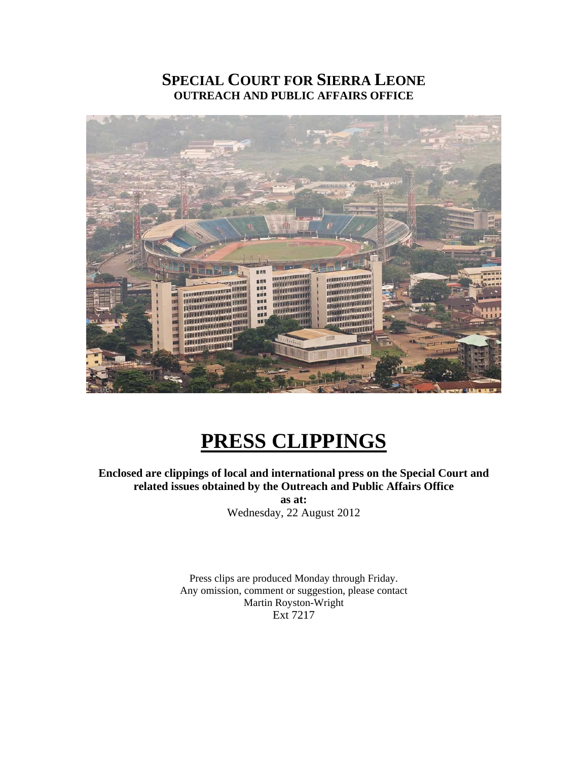# SPECIAL COURT FOR SIERRA LEONE
## OUTREACH AND PUBLIC AFFAIRS OFFICE

# PRESS CLIPPINGS

**Enclosed are clippings of local and international press on the Special Court and related issues obtained by the Outreach and Public Affairs Office**

**as at:**

Wednesday, 22 August 2012

Press clips are produced Monday through Friday.
Any omission, comment or suggestion, please contact
Martin Royston-Wright
Ext 7217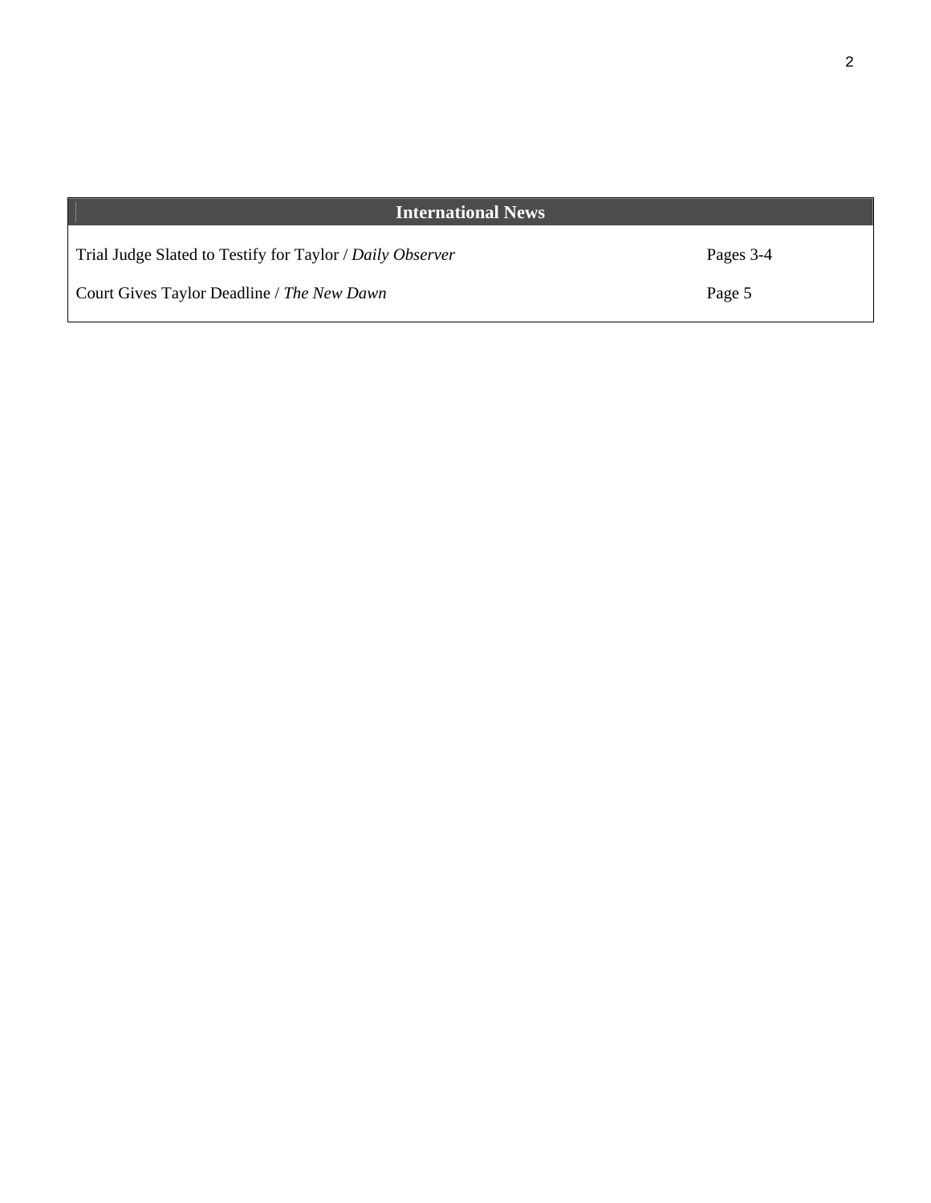| International News | |
|---|---|
| Trial Judge Slated to Testify for Taylor / *Daily Observer* | Pages 3-4 |
| Court Gives Taylor Deadline / *The New Dawn* | Page 5 |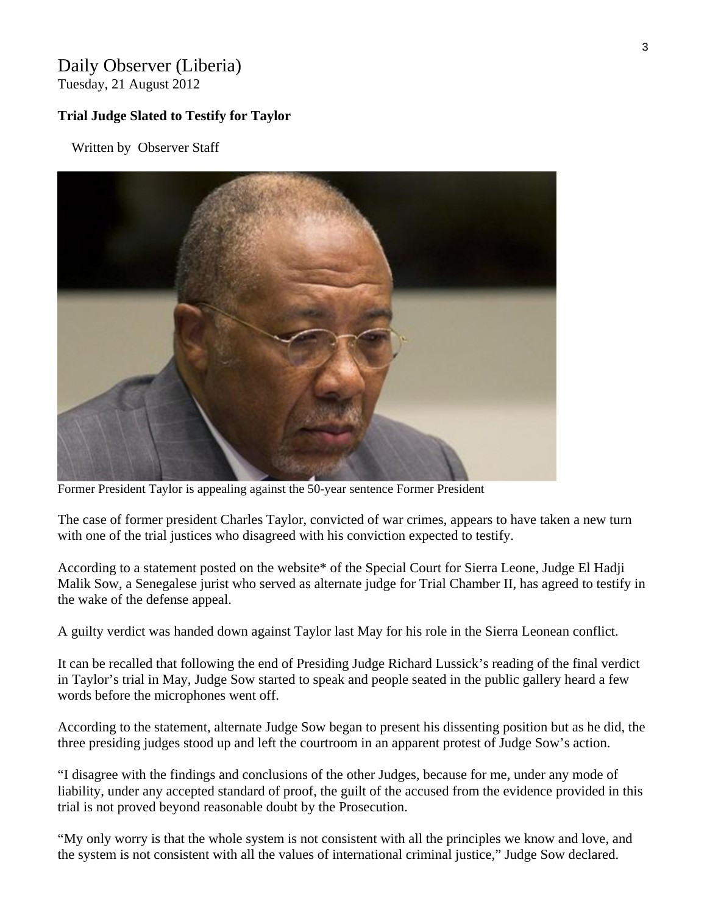Daily Observer (Liberia)
Tuesday, 21 August 2012

**Trial Judge Slated to Testify for Taylor**

Written by Observer Staff

Former President Taylor is appealing against the 50-year sentence Former President

The case of former president Charles Taylor, convicted of war crimes, appears to have taken a new turn with one of the trial justices who disagreed with his conviction expected to testify.

According to a statement posted on the website* of the Special Court for Sierra Leone, Judge El Hadji Malik Sow, a Senegalese jurist who served as alternate judge for Trial Chamber II, has agreed to testify in the wake of the defense appeal.

A guilty verdict was handed down against Taylor last May for his role in the Sierra Leonean conflict.

It can be recalled that following the end of Presiding Judge Richard Lussick's reading of the final verdict in Taylor's trial in May, Judge Sow started to speak and people seated in the public gallery heard a few words before the microphones went off.

According to the statement, alternate Judge Sow began to present his dissenting position but as he did, the three presiding judges stood up and left the courtroom in an apparent protest of Judge Sow's action.

"I disagree with the findings and conclusions of the other Judges, because for me, under any mode of liability, under any accepted standard of proof, the guilt of the accused from the evidence provided in this trial is not proved beyond reasonable doubt by the Prosecution.

"My only worry is that the whole system is not consistent with all the principles we know and love, and the system is not consistent with all the values of international criminal justice," Judge Sow declared.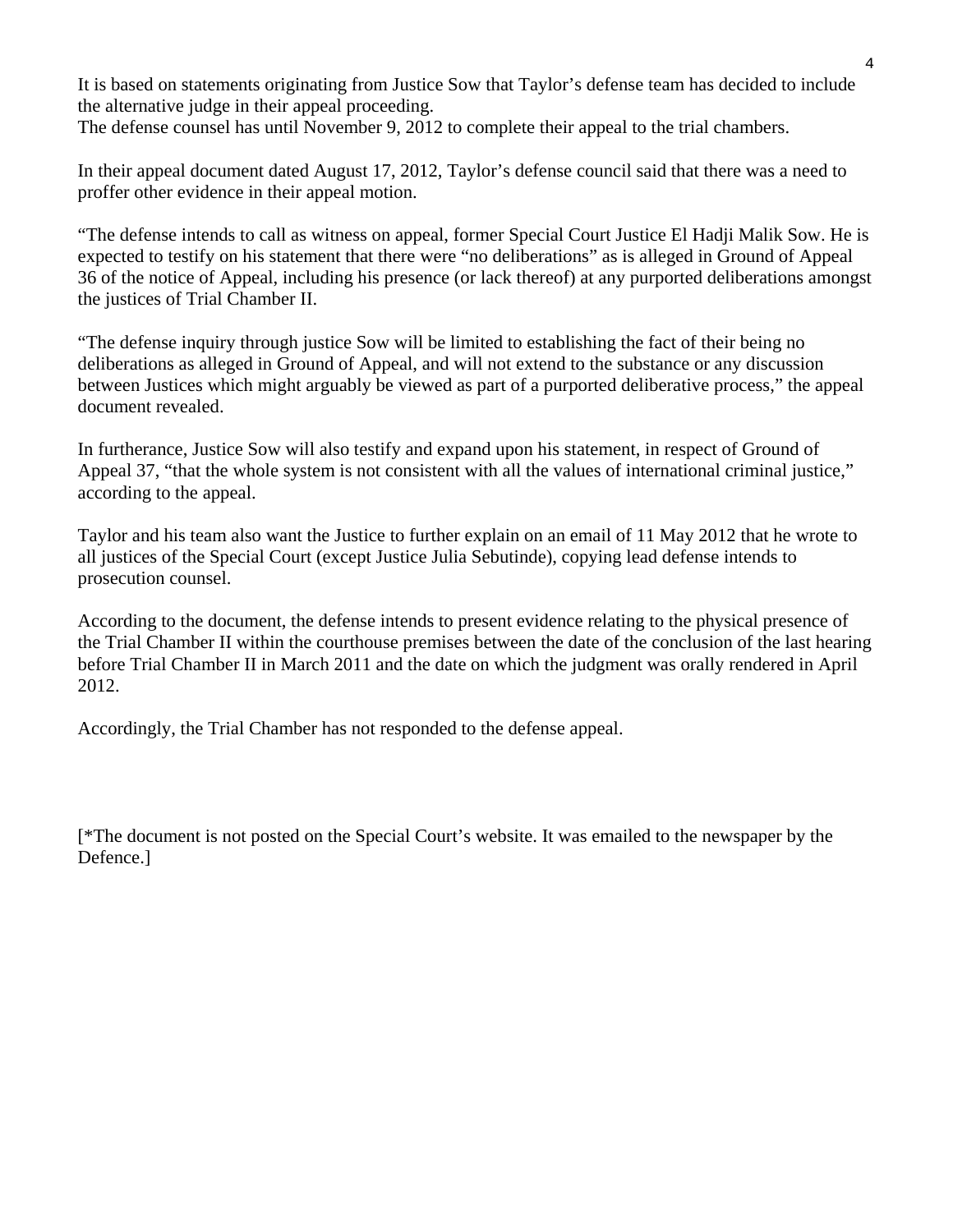It is based on statements originating from Justice Sow that Taylor's defense team has decided to include the alternative judge in their appeal proceeding.
The defense counsel has until November 9, 2012 to complete their appeal to the trial chambers.

In their appeal document dated August 17, 2012, Taylor's defense council said that there was a need to proffer other evidence in their appeal motion.

"The defense intends to call as witness on appeal, former Special Court Justice El Hadji Malik Sow. He is expected to testify on his statement that there were "no deliberations" as is alleged in Ground of Appeal 36 of the notice of Appeal, including his presence (or lack thereof) at any purported deliberations amongst the justices of Trial Chamber II.

"The defense inquiry through justice Sow will be limited to establishing the fact of their being no deliberations as alleged in Ground of Appeal, and will not extend to the substance or any discussion between Justices which might arguably be viewed as part of a purported deliberative process," the appeal document revealed.

In furtherance, Justice Sow will also testify and expand upon his statement, in respect of Ground of Appeal 37, "that the whole system is not consistent with all the values of international criminal justice," according to the appeal.

Taylor and his team also want the Justice to further explain on an email of 11 May 2012 that he wrote to all justices of the Special Court (except Justice Julia Sebutinde), copying lead defense intends to prosecution counsel.

According to the document, the defense intends to present evidence relating to the physical presence of the Trial Chamber II within the courthouse premises between the date of the conclusion of the last hearing before Trial Chamber II in March 2011 and the date on which the judgment was orally rendered in April 2012.

Accordingly, the Trial Chamber has not responded to the defense appeal.

[*The document is not posted on the Special Court's website. It was emailed to the newspaper by the Defence.]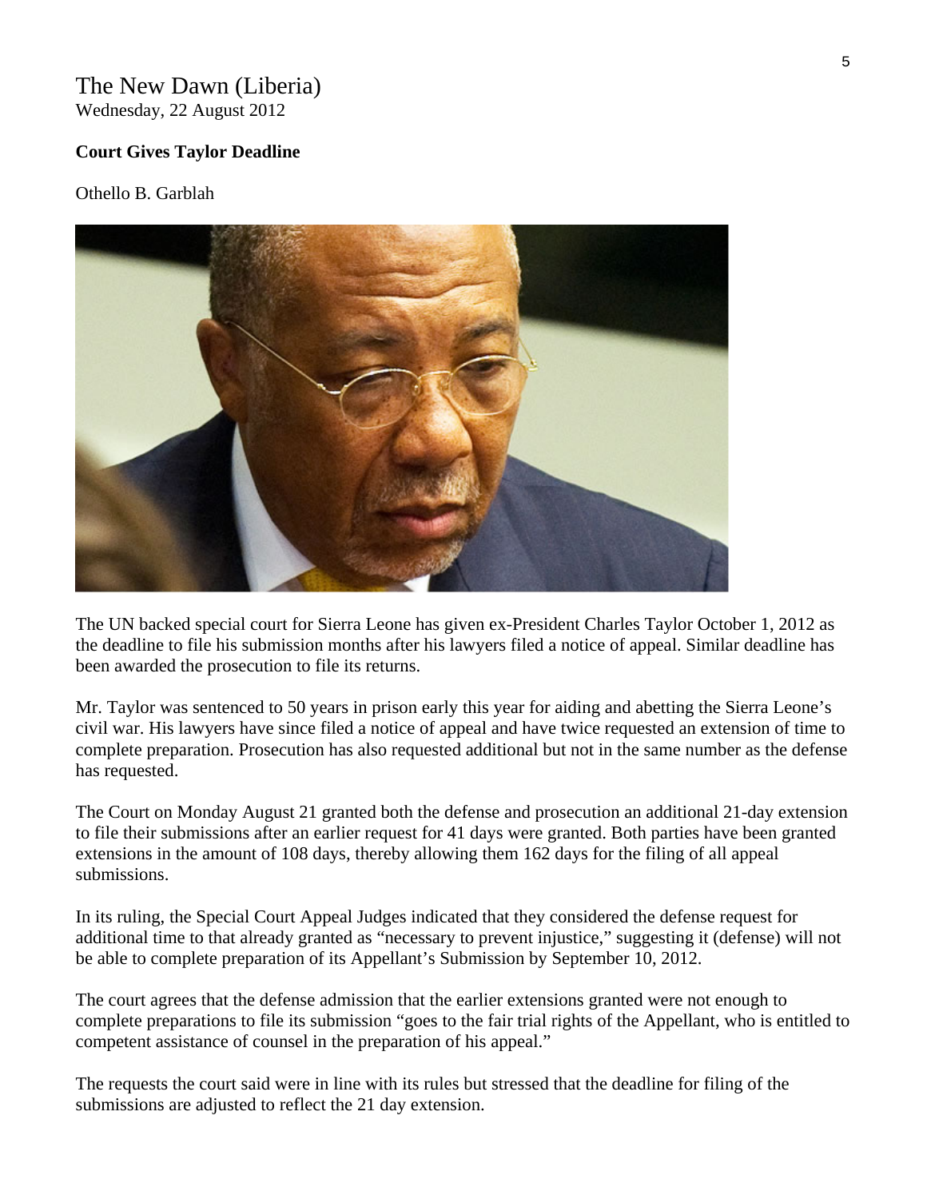The New Dawn (Liberia)
Wednesday, 22 August 2012

**Court Gives Taylor Deadline**

Othello B. Garblah

The UN backed special court for Sierra Leone has given ex-President Charles Taylor October 1, 2012 as the deadline to file his submission months after his lawyers filed a notice of appeal. Similar deadline has been awarded the prosecution to file its returns.

Mr. Taylor was sentenced to 50 years in prison early this year for aiding and abetting the Sierra Leone's civil war. His lawyers have since filed a notice of appeal and have twice requested an extension of time to complete preparation. Prosecution has also requested additional but not in the same number as the defense has requested.

The Court on Monday August 21 granted both the defense and prosecution an additional 21-day extension to file their submissions after an earlier request for 41 days were granted. Both parties have been granted extensions in the amount of 108 days, thereby allowing them 162 days for the filing of all appeal submissions.

In its ruling, the Special Court Appeal Judges indicated that they considered the defense request for additional time to that already granted as "necessary to prevent injustice," suggesting it (defense) will not be able to complete preparation of its Appellant's Submission by September 10, 2012.

The court agrees that the defense admission that the earlier extensions granted were not enough to complete preparations to file its submission "goes to the fair trial rights of the Appellant, who is entitled to competent assistance of counsel in the preparation of his appeal."

The requests the court said were in line with its rules but stressed that the deadline for filing of the submissions are adjusted to reflect the 21 day extension.